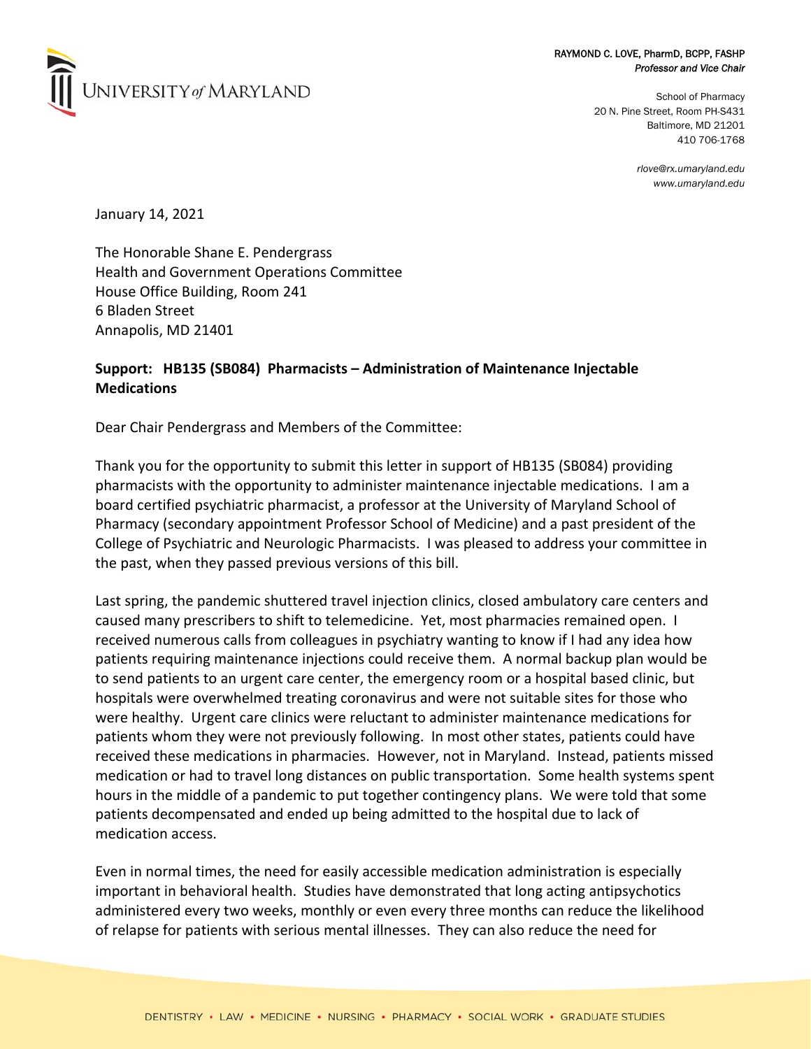UNIVERSITY of MARYLAND

**RAYMOND C. LOVE, PharmD, BCPP, FASHP**
*Professor and Vice Chair*

School of Pharmacy
20 N. Pine Street, Room PH-S431
Baltimore, MD 21201
410 706-1768

*rlove@rx.umaryland.edu*
*www.umaryland.edu*

January 14, 2021

The Honorable Shane E. Pendergrass
Health and Government Operations Committee
House Office Building, Room 241
6 Bladen Street
Annapolis, MD 21401

**Support: HB135 (SB084) Pharmacists – Administration of Maintenance Injectable Medications**

Dear Chair Pendergrass and Members of the Committee:

Thank you for the opportunity to submit this letter in support of HB135 (SB084) providing pharmacists with the opportunity to administer maintenance injectable medications. I am a board certified psychiatric pharmacist, a professor at the University of Maryland School of Pharmacy (secondary appointment Professor School of Medicine) and a past president of the College of Psychiatric and Neurologic Pharmacists. I was pleased to address your committee in the past, when they passed previous versions of this bill.

Last spring, the pandemic shuttered travel injection clinics, closed ambulatory care centers and caused many prescribers to shift to telemedicine. Yet, most pharmacies remained open. I received numerous calls from colleagues in psychiatry wanting to know if I had any idea how patients requiring maintenance injections could receive them. A normal backup plan would be to send patients to an urgent care center, the emergency room or a hospital based clinic, but hospitals were overwhelmed treating coronavirus and were not suitable sites for those who were healthy. Urgent care clinics were reluctant to administer maintenance medications for patients whom they were not previously following. In most other states, patients could have received these medications in pharmacies. However, not in Maryland. Instead, patients missed medication or had to travel long distances on public transportation. Some health systems spent hours in the middle of a pandemic to put together contingency plans. We were told that some patients decompensated and ended up being admitted to the hospital due to lack of medication access.

Even in normal times, the need for easily accessible medication administration is especially important in behavioral health. Studies have demonstrated that long acting antipsychotics administered every two weeks, monthly or even every three months can reduce the likelihood of relapse for patients with serious mental illnesses. They can also reduce the need for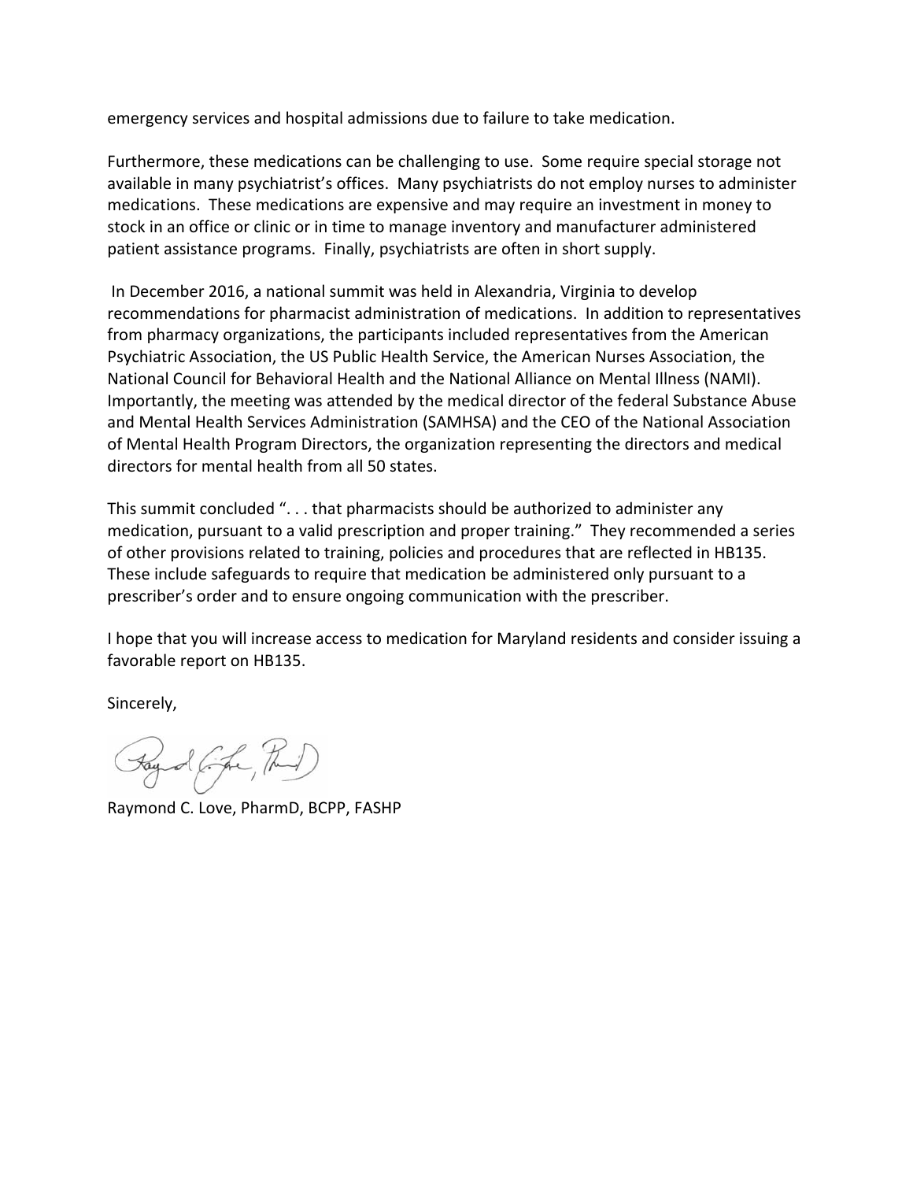emergency services and hospital admissions due to failure to take medication.

Furthermore, these medications can be challenging to use. Some require special storage not available in many psychiatrist's offices. Many psychiatrists do not employ nurses to administer medications. These medications are expensive and may require an investment in money to stock in an office or clinic or in time to manage inventory and manufacturer administered patient assistance programs. Finally, psychiatrists are often in short supply.

In December 2016, a national summit was held in Alexandria, Virginia to develop recommendations for pharmacist administration of medications. In addition to representatives from pharmacy organizations, the participants included representatives from the American Psychiatric Association, the US Public Health Service, the American Nurses Association, the National Council for Behavioral Health and the National Alliance on Mental Illness (NAMI). Importantly, the meeting was attended by the medical director of the federal Substance Abuse and Mental Health Services Administration (SAMHSA) and the CEO of the National Association of Mental Health Program Directors, the organization representing the directors and medical directors for mental health from all 50 states.

This summit concluded ". . . that pharmacists should be authorized to administer any medication, pursuant to a valid prescription and proper training." They recommended a series of other provisions related to training, policies and procedures that are reflected in HB135. These include safeguards to require that medication be administered only pursuant to a prescriber's order and to ensure ongoing communication with the prescriber.

I hope that you will increase access to medication for Maryland residents and consider issuing a favorable report on HB135.

Sincerely,

Raymond C. Love, PharmD, BCPP, FASHP